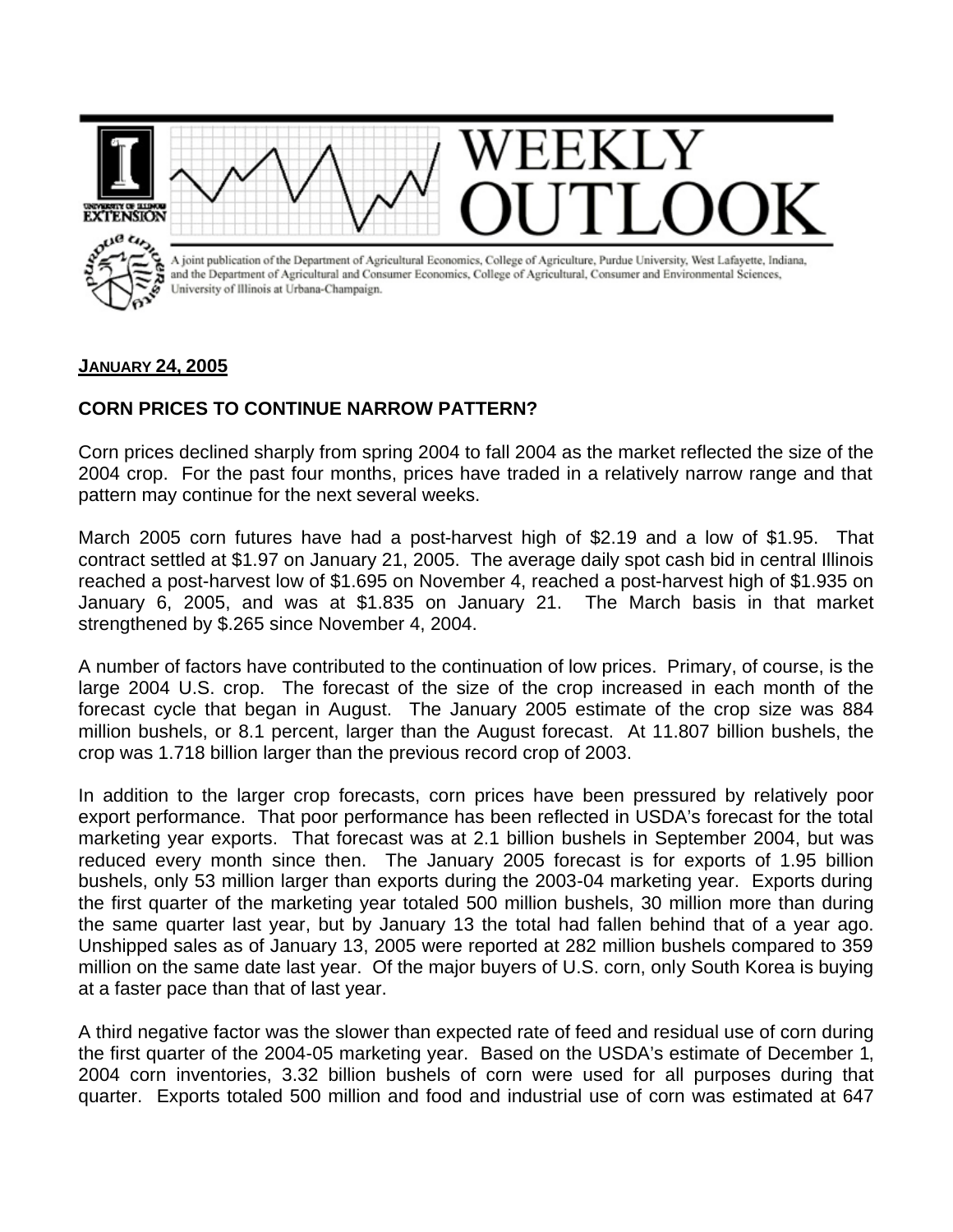# WEEKLY OUTLOOK

A joint publication of the Department of Agricultural Economics, College of Agriculture, Purdue University, West Lafayette, Indiana, and the Department of Agricultural and Consumer Economics, College of Agricultural, Consumer and Environmental Sciences, University of Illinois at Urbana-Champaign.

**JANUARY 24, 2005**

## CORN PRICES TO CONTINUE NARROW PATTERN?

Corn prices declined sharply from spring 2004 to fall 2004 as the market reflected the size of the 2004 crop. For the past four months, prices have traded in a relatively narrow range and that pattern may continue for the next several weeks.

March 2005 corn futures have had a post-harvest high of $2.19 and a low of $1.95. That contract settled at $1.97 on January 21, 2005. The average daily spot cash bid in central Illinois reached a post-harvest low of $1.695 on November 4, reached a post-harvest high of $1.935 on January 6, 2005, and was at $1.835 on January 21. The March basis in that market strengthened by $.265 since November 4, 2004.

A number of factors have contributed to the continuation of low prices. Primary, of course, is the large 2004 U.S. crop. The forecast of the size of the crop increased in each month of the forecast cycle that began in August. The January 2005 estimate of the crop size was 884 million bushels, or 8.1 percent, larger than the August forecast. At 11.807 billion bushels, the crop was 1.718 billion larger than the previous record crop of 2003.

In addition to the larger crop forecasts, corn prices have been pressured by relatively poor export performance. That poor performance has been reflected in USDA's forecast for the total marketing year exports. That forecast was at 2.1 billion bushels in September 2004, but was reduced every month since then. The January 2005 forecast is for exports of 1.95 billion bushels, only 53 million larger than exports during the 2003-04 marketing year. Exports during the first quarter of the marketing year totaled 500 million bushels, 30 million more than during the same quarter last year, but by January 13 the total had fallen behind that of a year ago. Unshipped sales as of January 13, 2005 were reported at 282 million bushels compared to 359 million on the same date last year. Of the major buyers of U.S. corn, only South Korea is buying at a faster pace than that of last year.

A third negative factor was the slower than expected rate of feed and residual use of corn during the first quarter of the 2004-05 marketing year. Based on the USDA's estimate of December 1, 2004 corn inventories, 3.32 billion bushels of corn were used for all purposes during that quarter. Exports totaled 500 million and food and industrial use of corn was estimated at 647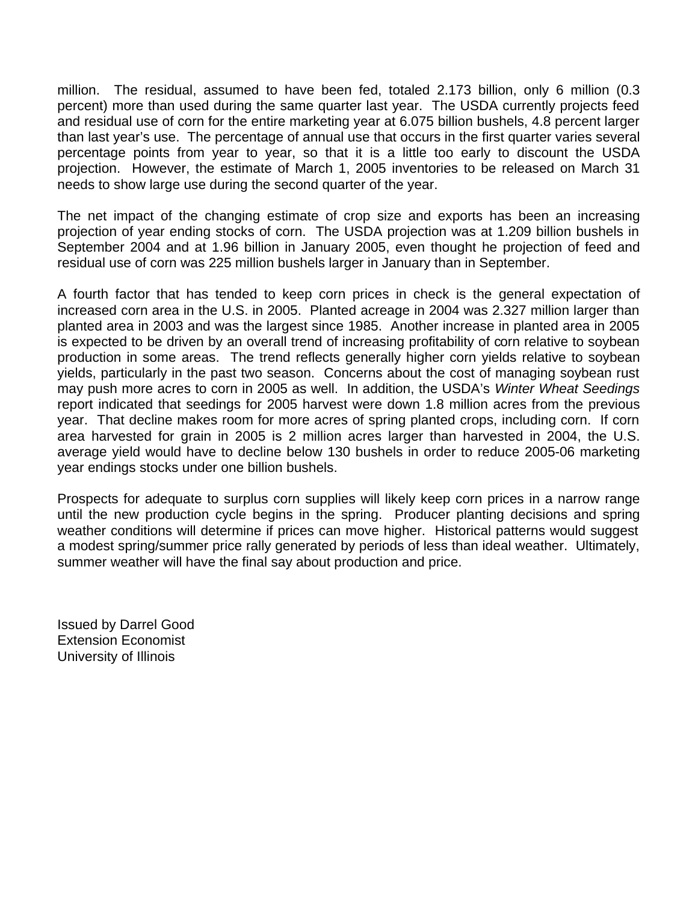million. The residual, assumed to have been fed, totaled 2.173 billion, only 6 million (0.3 percent) more than used during the same quarter last year. The USDA currently projects feed and residual use of corn for the entire marketing year at 6.075 billion bushels, 4.8 percent larger than last year's use. The percentage of annual use that occurs in the first quarter varies several percentage points from year to year, so that it is a little too early to discount the USDA projection. However, the estimate of March 1, 2005 inventories to be released on March 31 needs to show large use during the second quarter of the year.

The net impact of the changing estimate of crop size and exports has been an increasing projection of year ending stocks of corn. The USDA projection was at 1.209 billion bushels in September 2004 and at 1.96 billion in January 2005, even thought he projection of feed and residual use of corn was 225 million bushels larger in January than in September.

A fourth factor that has tended to keep corn prices in check is the general expectation of increased corn area in the U.S. in 2005. Planted acreage in 2004 was 2.327 million larger than planted area in 2003 and was the largest since 1985. Another increase in planted area in 2005 is expected to be driven by an overall trend of increasing profitability of corn relative to soybean production in some areas. The trend reflects generally higher corn yields relative to soybean yields, particularly in the past two season. Concerns about the cost of managing soybean rust may push more acres to corn in 2005 as well. In addition, the USDA's *Winter Wheat Seedings* report indicated that seedings for 2005 harvest were down 1.8 million acres from the previous year. That decline makes room for more acres of spring planted crops, including corn. If corn area harvested for grain in 2005 is 2 million acres larger than harvested in 2004, the U.S. average yield would have to decline below 130 bushels in order to reduce 2005-06 marketing year endings stocks under one billion bushels.

Prospects for adequate to surplus corn supplies will likely keep corn prices in a narrow range until the new production cycle begins in the spring. Producer planting decisions and spring weather conditions will determine if prices can move higher. Historical patterns would suggest a modest spring/summer price rally generated by periods of less than ideal weather. Ultimately, summer weather will have the final say about production and price.

Issued by Darrel Good
Extension Economist
University of Illinois